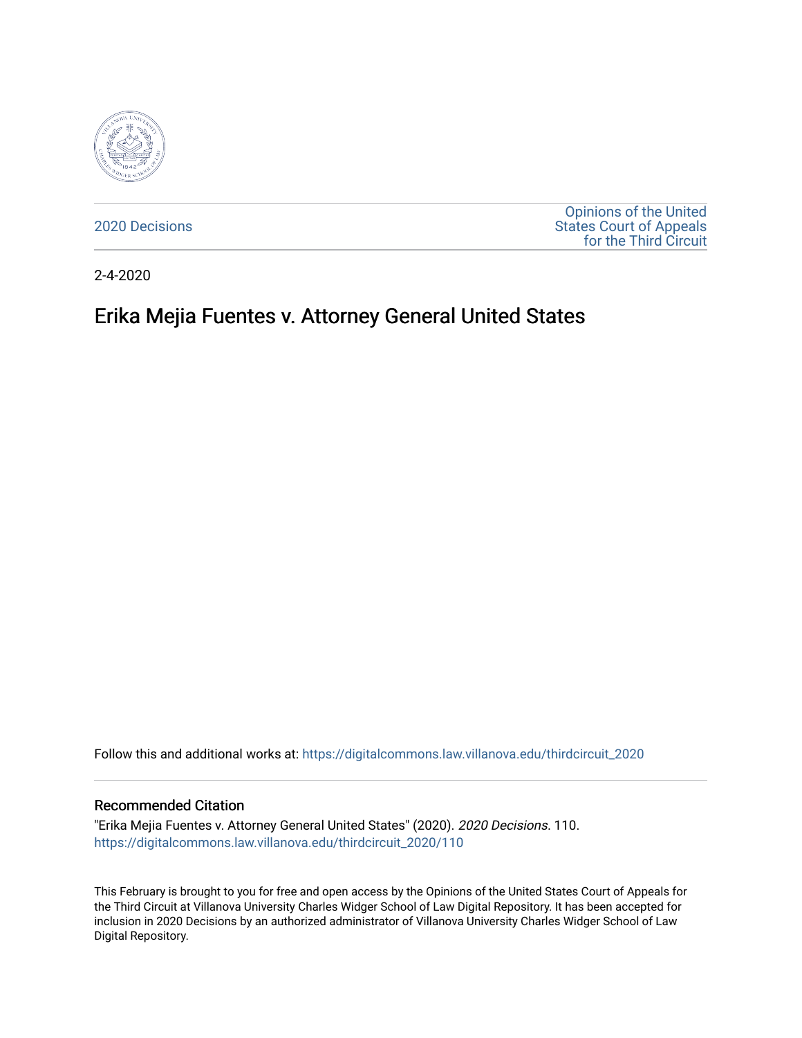2020 Decisions

Opinions of the United States Court of Appeals for the Third Circuit

2-4-2020

# Erika Mejia Fuentes v. Attorney General United States

Follow this and additional works at: https://digitalcommons.law.villanova.edu/thirdcircuit_2020

## Recommended Citation

"Erika Mejia Fuentes v. Attorney General United States" (2020). *2020 Decisions*. 110.
https://digitalcommons.law.villanova.edu/thirdcircuit_2020/110

This February is brought to you for free and open access by the Opinions of the United States Court of Appeals for the Third Circuit at Villanova University Charles Widger School of Law Digital Repository. It has been accepted for inclusion in 2020 Decisions by an authorized administrator of Villanova University Charles Widger School of Law Digital Repository.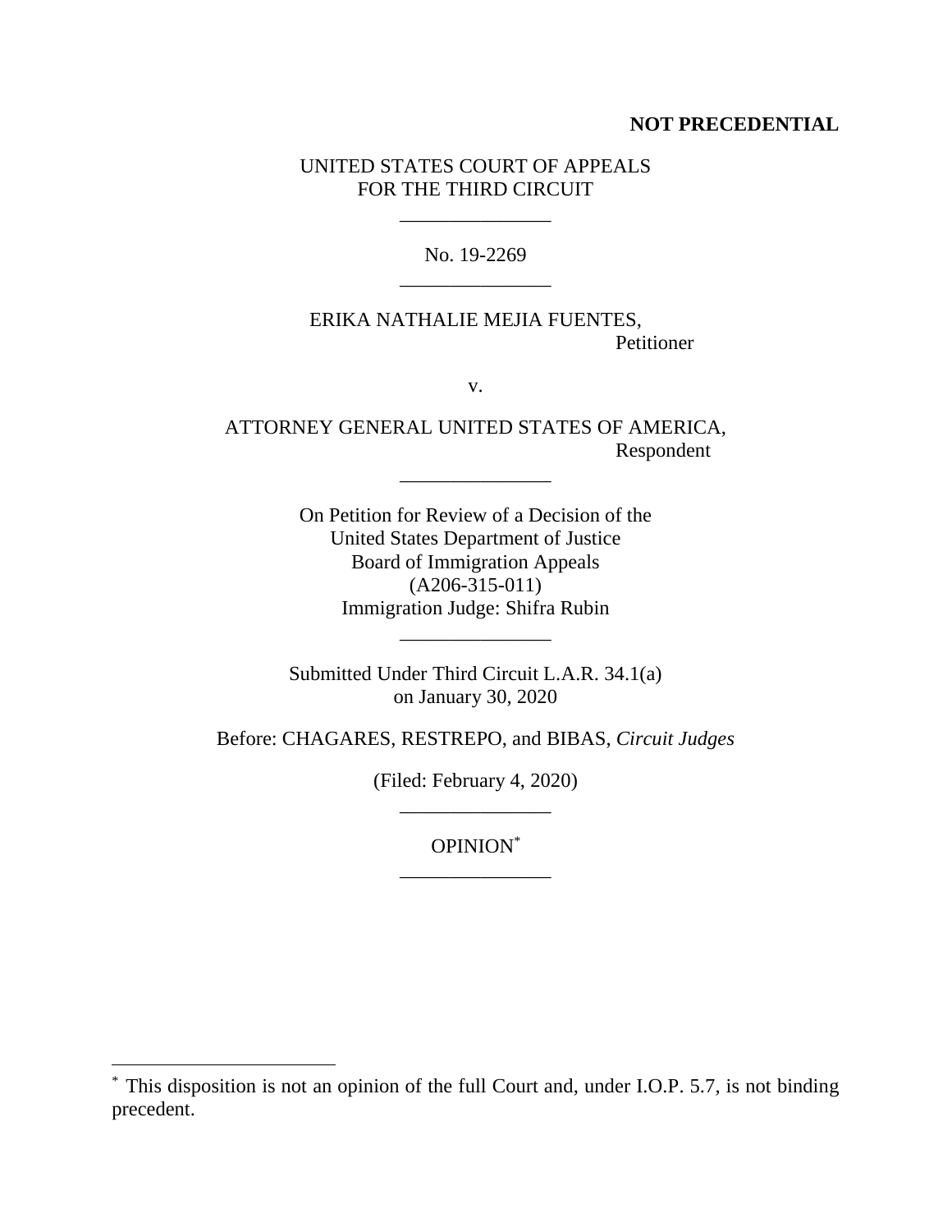**NOT PRECEDENTIAL**

UNITED STATES COURT OF APPEALS
FOR THE THIRD CIRCUIT

\_\_\_\_\_\_\_\_\_\_\_\_\_\_\_

No. 19-2269

\_\_\_\_\_\_\_\_\_\_\_\_\_\_\_

ERIKA NATHALIE MEJIA FUENTES,
Petitioner

v.

ATTORNEY GENERAL UNITED STATES OF AMERICA,
Respondent

\_\_\_\_\_\_\_\_\_\_\_\_\_\_\_

On Petition for Review of a Decision of the
United States Department of Justice
Board of Immigration Appeals
(A206-315-011)
Immigration Judge: Shifra Rubin

\_\_\_\_\_\_\_\_\_\_\_\_\_\_\_

Submitted Under Third Circuit L.A.R. 34.1(a)
on January 30, 2020

Before: CHAGARES, RESTREPO, and BIBAS, *Circuit Judges*

(Filed: February 4, 2020)

\_\_\_\_\_\_\_\_\_\_\_\_\_\_\_

OPINION[*]

\_\_\_\_\_\_\_\_\_\_\_\_\_\_\_

[*] This disposition is not an opinion of the full Court and, under I.O.P. 5.7, is not binding precedent.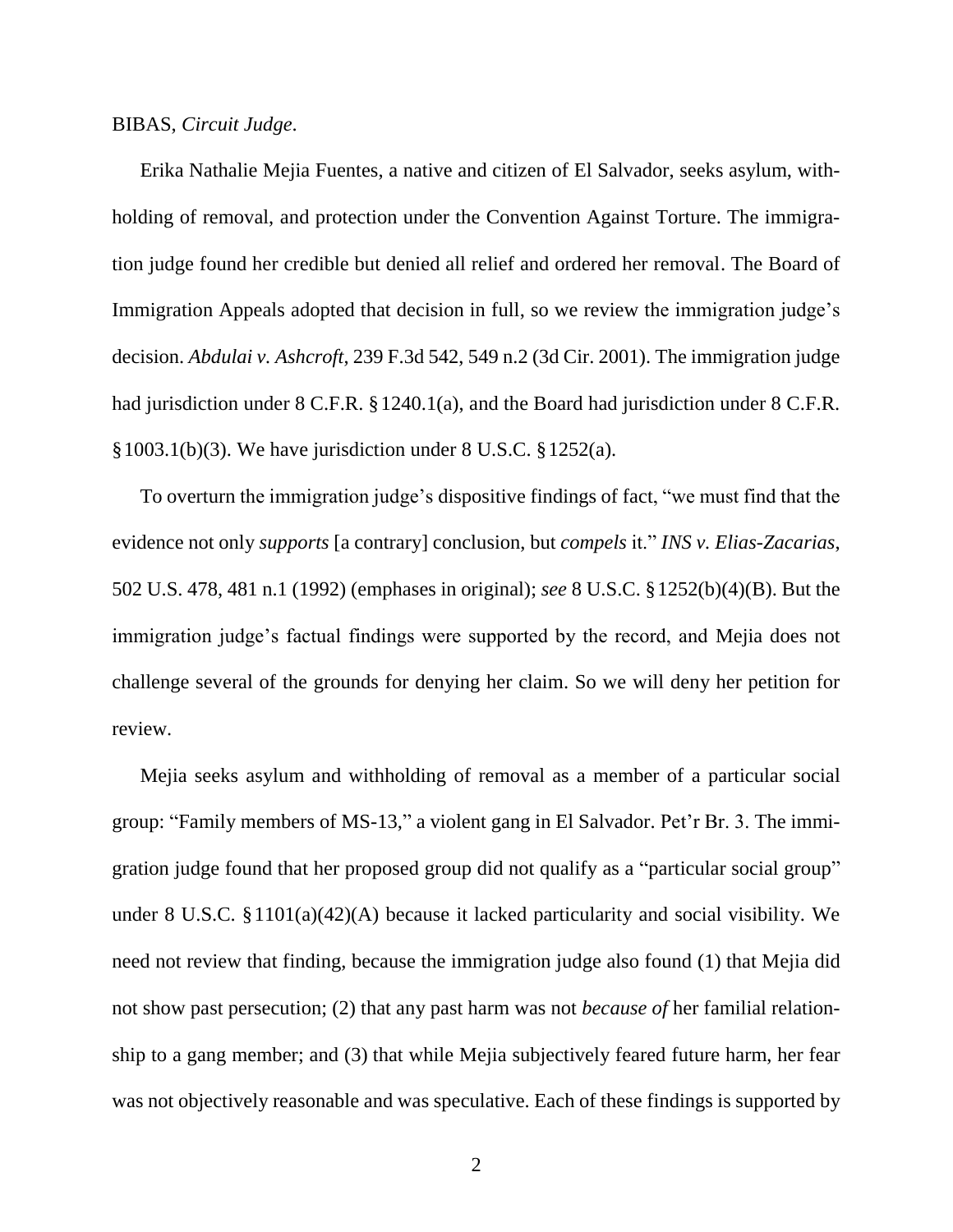BIBAS, *Circuit Judge*.

Erika Nathalie Mejia Fuentes, a native and citizen of El Salvador, seeks asylum, withholding of removal, and protection under the Convention Against Torture. The immigration judge found her credible but denied all relief and ordered her removal. The Board of Immigration Appeals adopted that decision in full, so we review the immigration judge's decision. *Abdulai v. Ashcroft*, 239 F.3d 542, 549 n.2 (3d Cir. 2001). The immigration judge had jurisdiction under 8 C.F.R. § 1240.1(a), and the Board had jurisdiction under 8 C.F.R. § 1003.1(b)(3). We have jurisdiction under 8 U.S.C. § 1252(a).

To overturn the immigration judge's dispositive findings of fact, "we must find that the evidence not only *supports* [a contrary] conclusion, but *compels* it." *INS v. Elias-Zacarias*, 502 U.S. 478, 481 n.1 (1992) (emphases in original); *see* 8 U.S.C. § 1252(b)(4)(B). But the immigration judge's factual findings were supported by the record, and Mejia does not challenge several of the grounds for denying her claim. So we will deny her petition for review.

Mejia seeks asylum and withholding of removal as a member of a particular social group: "Family members of MS-13," a violent gang in El Salvador. Pet'r Br. 3. The immigration judge found that her proposed group did not qualify as a "particular social group" under 8 U.S.C. § 1101(a)(42)(A) because it lacked particularity and social visibility. We need not review that finding, because the immigration judge also found (1) that Mejia did not show past persecution; (2) that any past harm was not *because of* her familial relationship to a gang member; and (3) that while Mejia subjectively feared future harm, her fear was not objectively reasonable and was speculative. Each of these findings is supported by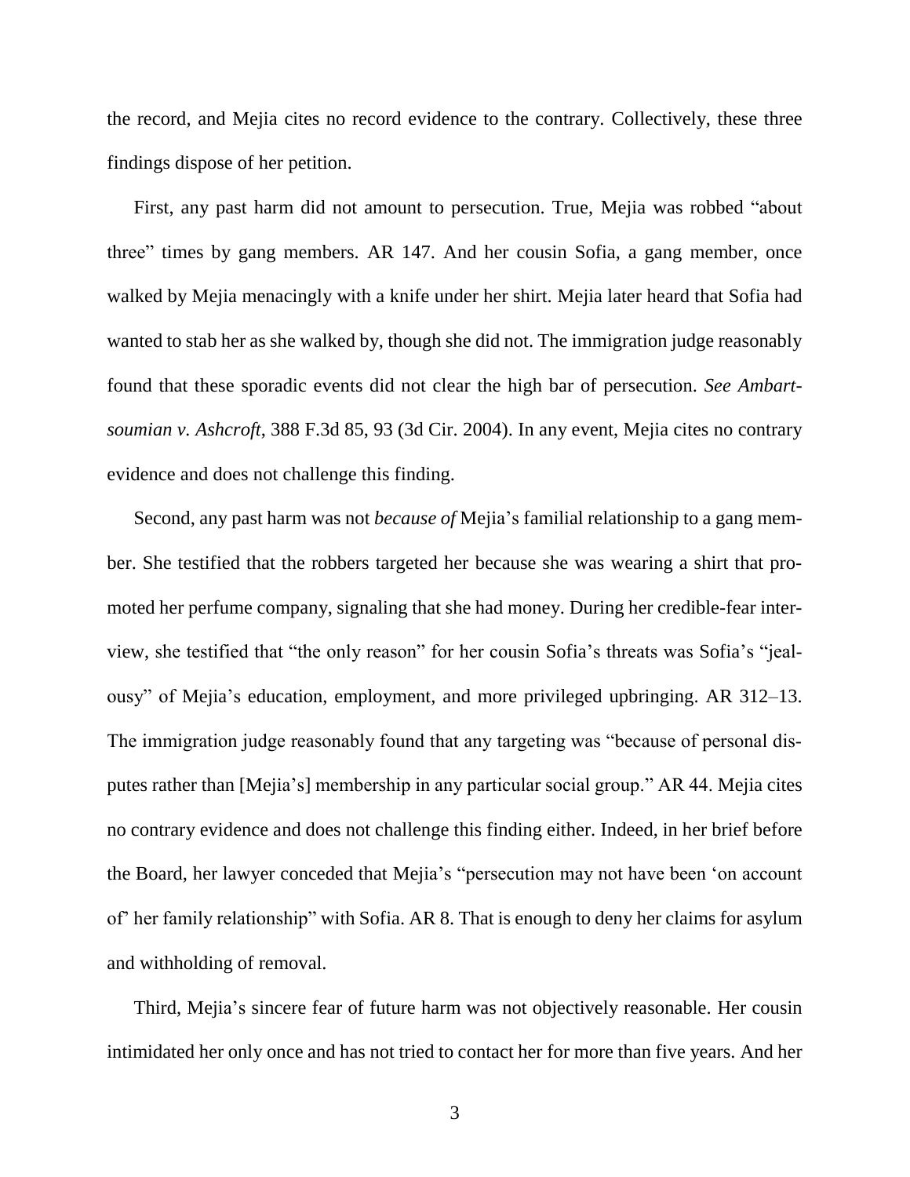the record, and Mejia cites no record evidence to the contrary. Collectively, these three findings dispose of her petition.

First, any past harm did not amount to persecution. True, Mejia was robbed "about three" times by gang members. AR 147. And her cousin Sofia, a gang member, once walked by Mejia menacingly with a knife under her shirt. Mejia later heard that Sofia had wanted to stab her as she walked by, though she did not. The immigration judge reasonably found that these sporadic events did not clear the high bar of persecution. *See Ambartsoumian v. Ashcroft*, 388 F.3d 85, 93 (3d Cir. 2004). In any event, Mejia cites no contrary evidence and does not challenge this finding.

Second, any past harm was not *because of* Mejia's familial relationship to a gang member. She testified that the robbers targeted her because she was wearing a shirt that promoted her perfume company, signaling that she had money. During her credible-fear interview, she testified that "the only reason" for her cousin Sofia's threats was Sofia's "jealousy" of Mejia's education, employment, and more privileged upbringing. AR 312–13. The immigration judge reasonably found that any targeting was "because of personal disputes rather than [Mejia's] membership in any particular social group." AR 44. Mejia cites no contrary evidence and does not challenge this finding either. Indeed, in her brief before the Board, her lawyer conceded that Mejia's "persecution may not have been 'on account of' her family relationship" with Sofia. AR 8. That is enough to deny her claims for asylum and withholding of removal.

Third, Mejia's sincere fear of future harm was not objectively reasonable. Her cousin intimidated her only once and has not tried to contact her for more than five years. And her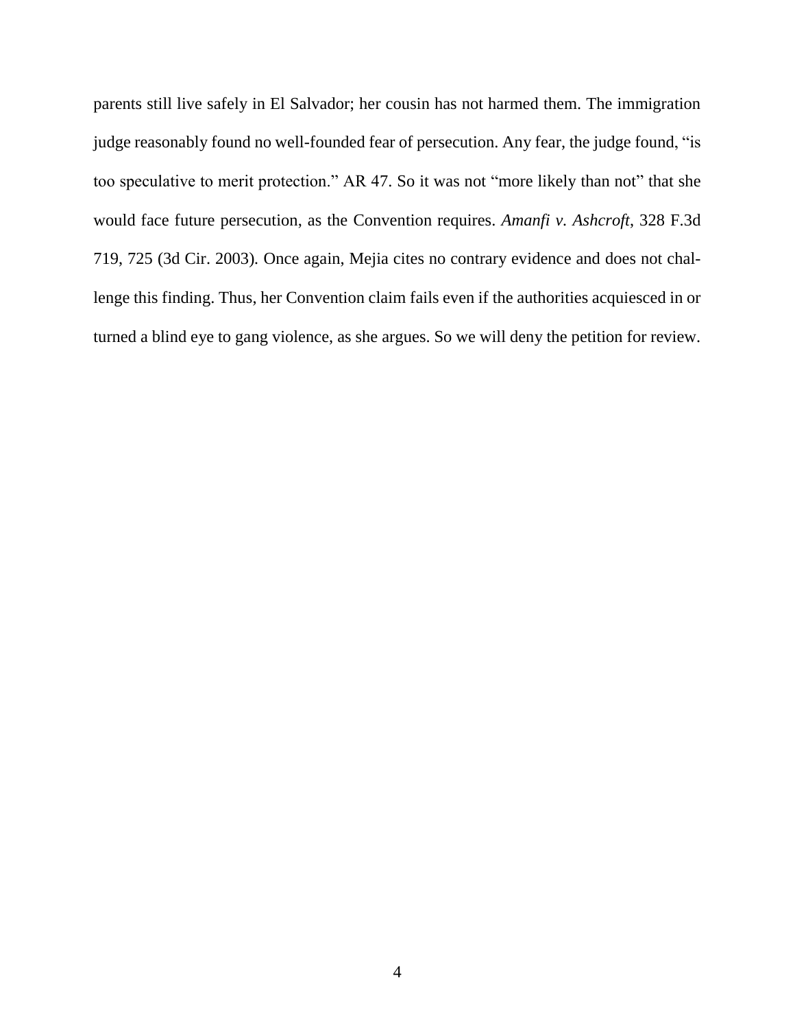parents still live safely in El Salvador; her cousin has not harmed them. The immigration judge reasonably found no well-founded fear of persecution. Any fear, the judge found, "is too speculative to merit protection." AR 47. So it was not "more likely than not" that she would face future persecution, as the Convention requires. *Amanfi v. Ashcroft*, 328 F.3d 719, 725 (3d Cir. 2003). Once again, Mejia cites no contrary evidence and does not challenge this finding. Thus, her Convention claim fails even if the authorities acquiesced in or turned a blind eye to gang violence, as she argues. So we will deny the petition for review.